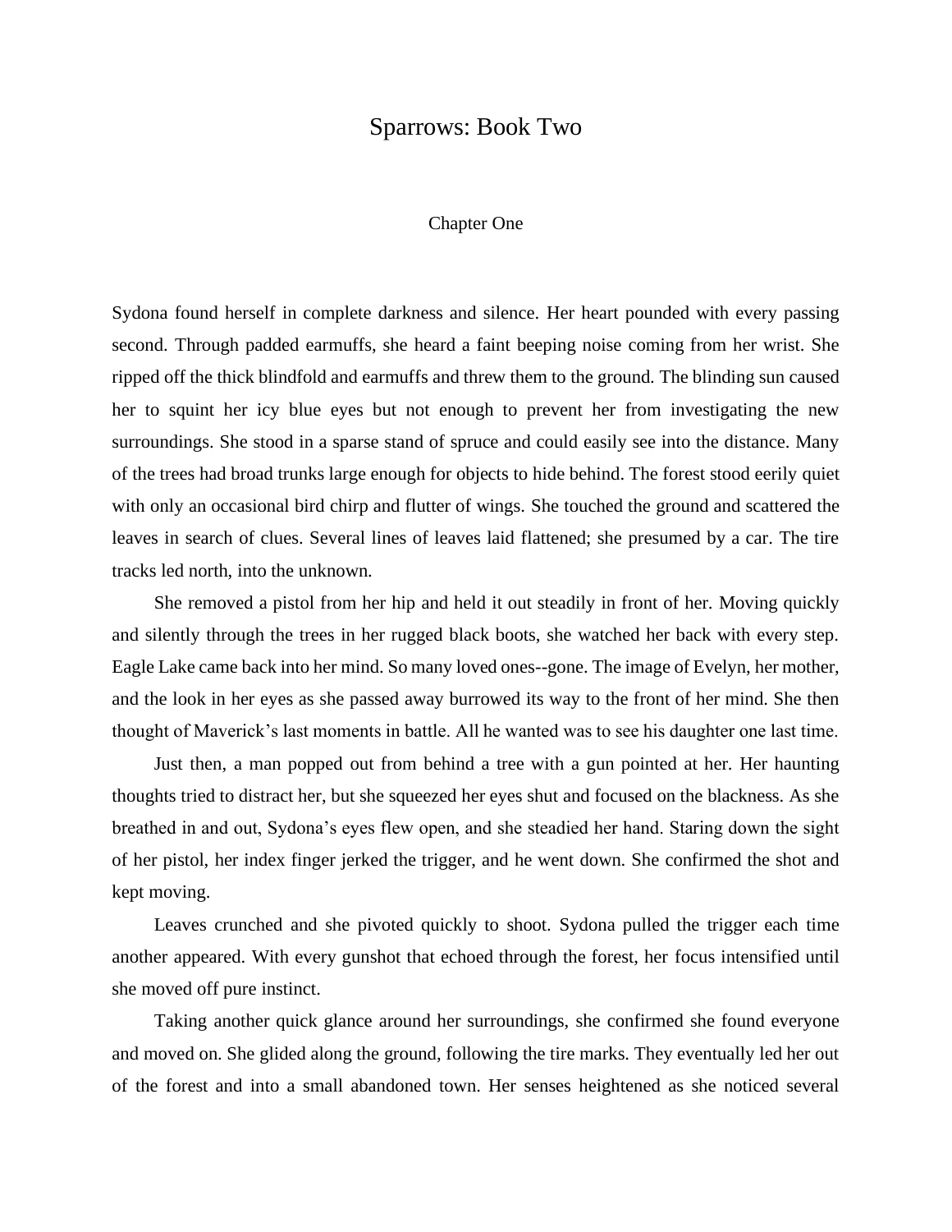# Sparrows: Book Two

## Chapter One

Sydona found herself in complete darkness and silence. Her heart pounded with every passing second. Through padded earmuffs, she heard a faint beeping noise coming from her wrist. She ripped off the thick blindfold and earmuffs and threw them to the ground. The blinding sun caused her to squint her icy blue eyes but not enough to prevent her from investigating the new surroundings. She stood in a sparse stand of spruce and could easily see into the distance. Many of the trees had broad trunks large enough for objects to hide behind. The forest stood eerily quiet with only an occasional bird chirp and flutter of wings. She touched the ground and scattered the leaves in search of clues. Several lines of leaves laid flattened; she presumed by a car. The tire tracks led north, into the unknown.

She removed a pistol from her hip and held it out steadily in front of her. Moving quickly and silently through the trees in her rugged black boots, she watched her back with every step. Eagle Lake came back into her mind. So many loved ones--gone. The image of Evelyn, her mother, and the look in her eyes as she passed away burrowed its way to the front of her mind. She then thought of Maverick's last moments in battle. All he wanted was to see his daughter one last time.

Just then, a man popped out from behind a tree with a gun pointed at her. Her haunting thoughts tried to distract her, but she squeezed her eyes shut and focused on the blackness. As she breathed in and out, Sydona's eyes flew open, and she steadied her hand. Staring down the sight of her pistol, her index finger jerked the trigger, and he went down. She confirmed the shot and kept moving.

Leaves crunched and she pivoted quickly to shoot. Sydona pulled the trigger each time another appeared. With every gunshot that echoed through the forest, her focus intensified until she moved off pure instinct.

Taking another quick glance around her surroundings, she confirmed she found everyone and moved on. She glided along the ground, following the tire marks. They eventually led her out of the forest and into a small abandoned town. Her senses heightened as she noticed several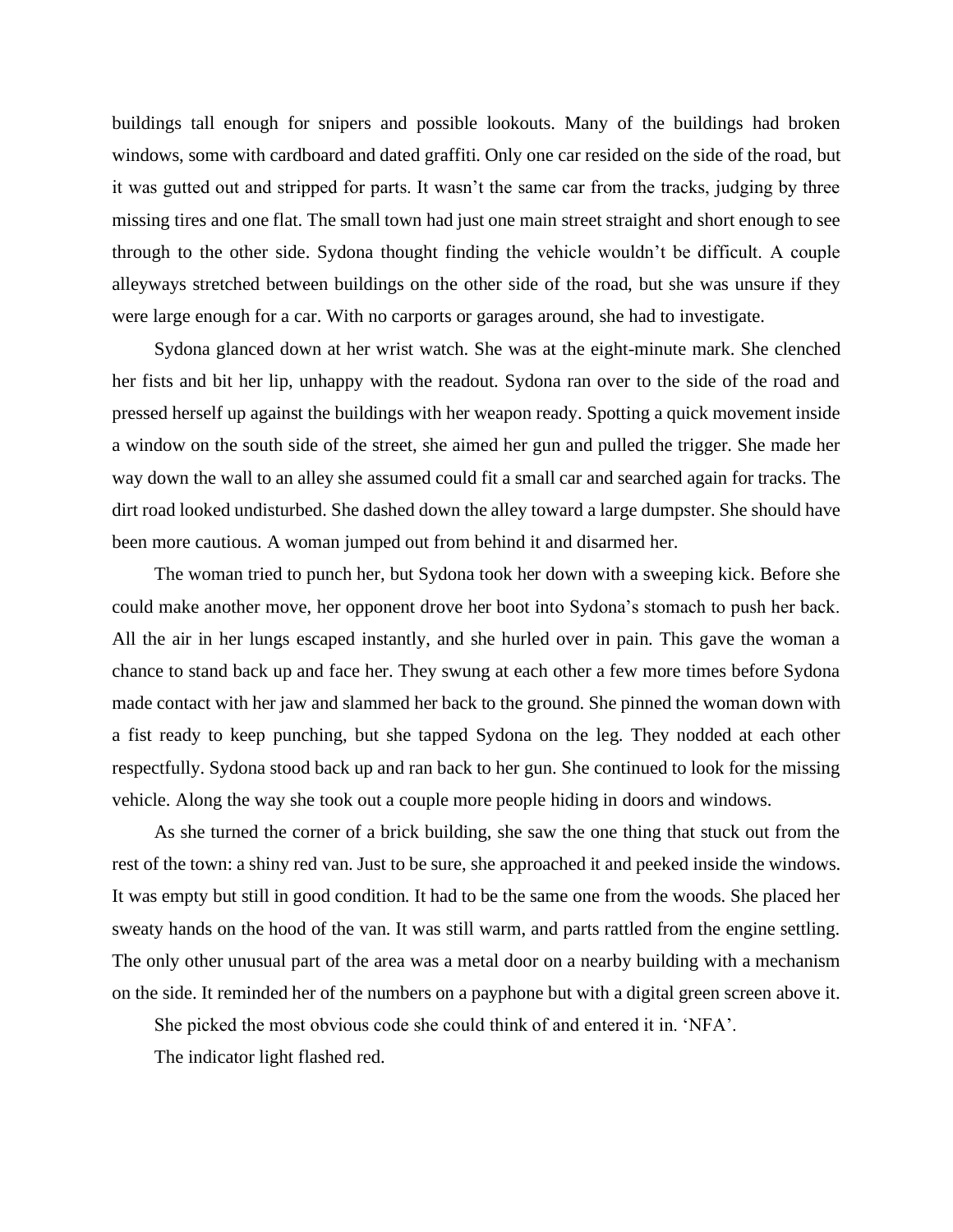buildings tall enough for snipers and possible lookouts. Many of the buildings had broken windows, some with cardboard and dated graffiti. Only one car resided on the side of the road, but it was gutted out and stripped for parts. It wasn't the same car from the tracks, judging by three missing tires and one flat. The small town had just one main street straight and short enough to see through to the other side. Sydona thought finding the vehicle wouldn't be difficult. A couple alleyways stretched between buildings on the other side of the road, but she was unsure if they were large enough for a car. With no carports or garages around, she had to investigate.

Sydona glanced down at her wrist watch. She was at the eight-minute mark. She clenched her fists and bit her lip, unhappy with the readout. Sydona ran over to the side of the road and pressed herself up against the buildings with her weapon ready. Spotting a quick movement inside a window on the south side of the street, she aimed her gun and pulled the trigger. She made her way down the wall to an alley she assumed could fit a small car and searched again for tracks. The dirt road looked undisturbed. She dashed down the alley toward a large dumpster. She should have been more cautious. A woman jumped out from behind it and disarmed her.

The woman tried to punch her, but Sydona took her down with a sweeping kick. Before she could make another move, her opponent drove her boot into Sydona's stomach to push her back. All the air in her lungs escaped instantly, and she hurled over in pain. This gave the woman a chance to stand back up and face her. They swung at each other a few more times before Sydona made contact with her jaw and slammed her back to the ground. She pinned the woman down with a fist ready to keep punching, but she tapped Sydona on the leg. They nodded at each other respectfully. Sydona stood back up and ran back to her gun. She continued to look for the missing vehicle. Along the way she took out a couple more people hiding in doors and windows.

As she turned the corner of a brick building, she saw the one thing that stuck out from the rest of the town: a shiny red van. Just to be sure, she approached it and peeked inside the windows. It was empty but still in good condition. It had to be the same one from the woods. She placed her sweaty hands on the hood of the van. It was still warm, and parts rattled from the engine settling. The only other unusual part of the area was a metal door on a nearby building with a mechanism on the side. It reminded her of the numbers on a payphone but with a digital green screen above it.

She picked the most obvious code she could think of and entered it in. 'NFA'.

The indicator light flashed red.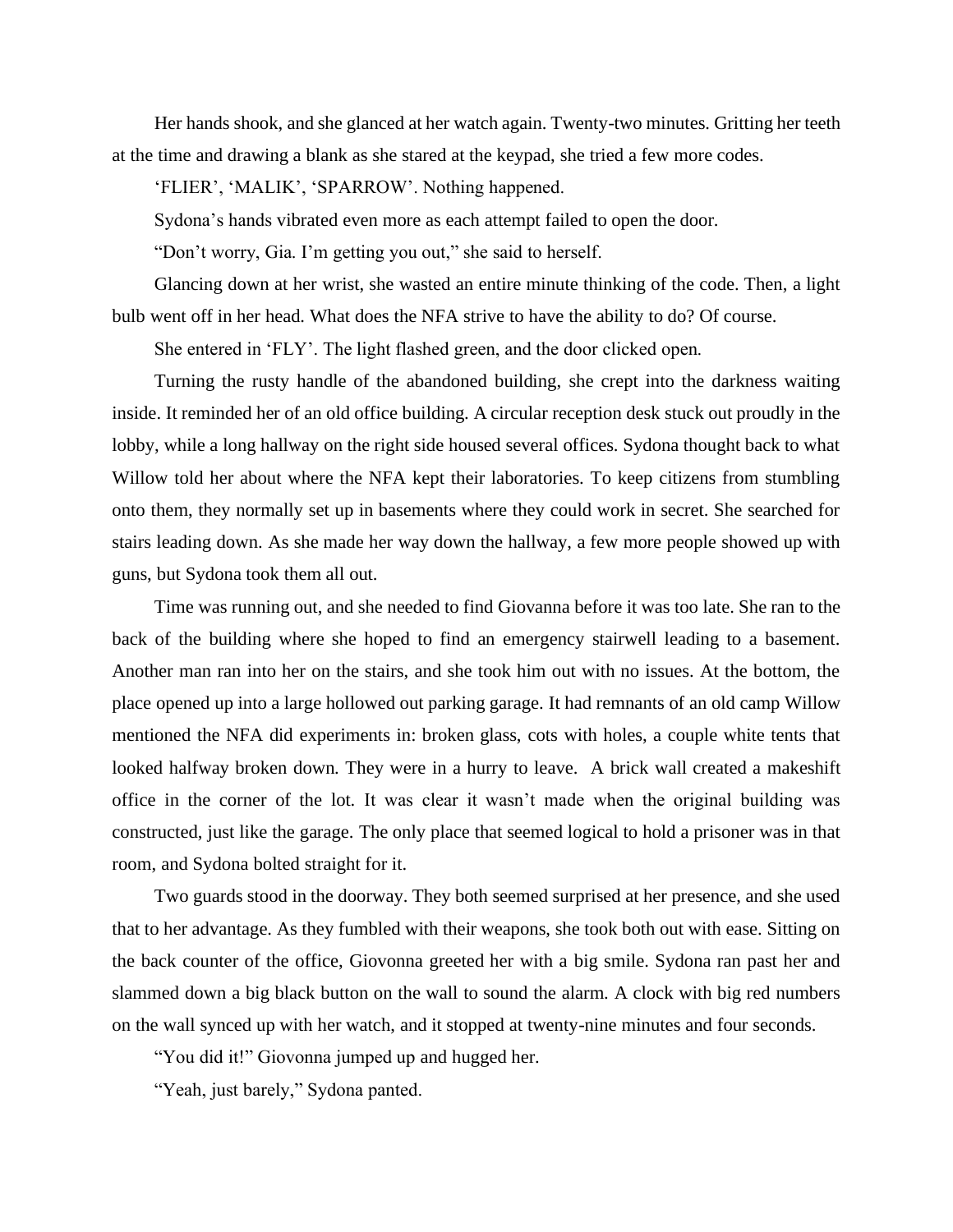Her hands shook, and she glanced at her watch again. Twenty-two minutes. Gritting her teeth at the time and drawing a blank as she stared at the keypad, she tried a few more codes.

'FLIER', 'MALIK', 'SPARROW'. Nothing happened.

Sydona's hands vibrated even more as each attempt failed to open the door.

"Don't worry, Gia. I'm getting you out," she said to herself.

Glancing down at her wrist, she wasted an entire minute thinking of the code. Then, a light bulb went off in her head. What does the NFA strive to have the ability to do? Of course.

She entered in 'FLY'. The light flashed green, and the door clicked open.

Turning the rusty handle of the abandoned building, she crept into the darkness waiting inside. It reminded her of an old office building. A circular reception desk stuck out proudly in the lobby, while a long hallway on the right side housed several offices. Sydona thought back to what Willow told her about where the NFA kept their laboratories. To keep citizens from stumbling onto them, they normally set up in basements where they could work in secret. She searched for stairs leading down. As she made her way down the hallway, a few more people showed up with guns, but Sydona took them all out.

Time was running out, and she needed to find Giovanna before it was too late. She ran to the back of the building where she hoped to find an emergency stairwell leading to a basement. Another man ran into her on the stairs, and she took him out with no issues. At the bottom, the place opened up into a large hollowed out parking garage. It had remnants of an old camp Willow mentioned the NFA did experiments in: broken glass, cots with holes, a couple white tents that looked halfway broken down. They were in a hurry to leave. A brick wall created a makeshift office in the corner of the lot. It was clear it wasn't made when the original building was constructed, just like the garage. The only place that seemed logical to hold a prisoner was in that room, and Sydona bolted straight for it.

Two guards stood in the doorway. They both seemed surprised at her presence, and she used that to her advantage. As they fumbled with their weapons, she took both out with ease. Sitting on the back counter of the office, Giovonna greeted her with a big smile. Sydona ran past her and slammed down a big black button on the wall to sound the alarm. A clock with big red numbers on the wall synced up with her watch, and it stopped at twenty-nine minutes and four seconds.

"You did it!" Giovonna jumped up and hugged her.

"Yeah, just barely," Sydona panted.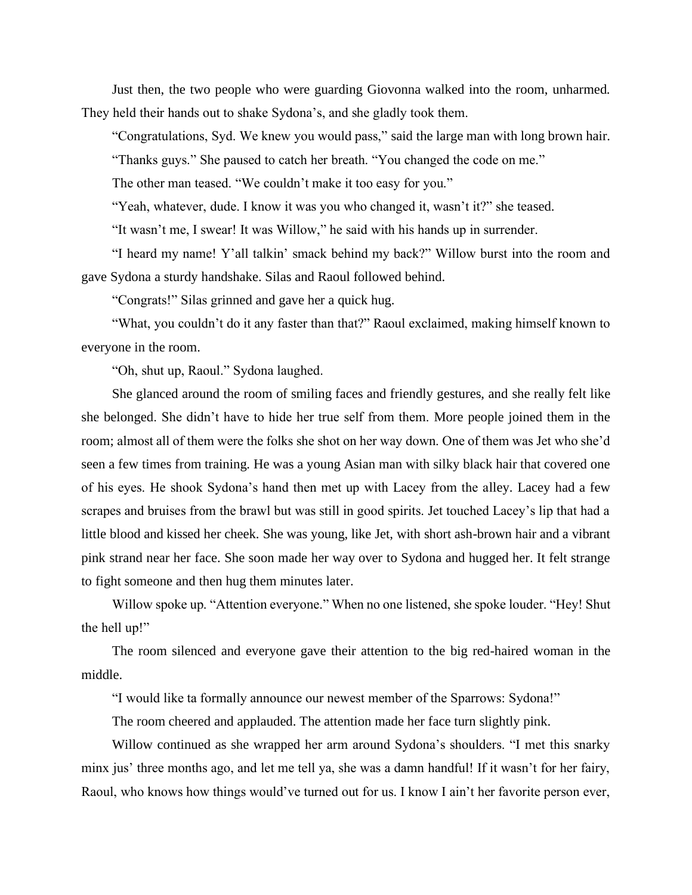Just then, the two people who were guarding Giovonna walked into the room, unharmed. They held their hands out to shake Sydona's, and she gladly took them.

"Congratulations, Syd. We knew you would pass," said the large man with long brown hair.

"Thanks guys." She paused to catch her breath. "You changed the code on me."

The other man teased. "We couldn't make it too easy for you."

"Yeah, whatever, dude. I know it was you who changed it, wasn't it?" she teased.

"It wasn't me, I swear! It was Willow," he said with his hands up in surrender.

"I heard my name! Y'all talkin' smack behind my back?" Willow burst into the room and gave Sydona a sturdy handshake. Silas and Raoul followed behind.

"Congrats!" Silas grinned and gave her a quick hug.

"What, you couldn't do it any faster than that?" Raoul exclaimed, making himself known to everyone in the room.

"Oh, shut up, Raoul." Sydona laughed.

She glanced around the room of smiling faces and friendly gestures, and she really felt like she belonged. She didn't have to hide her true self from them. More people joined them in the room; almost all of them were the folks she shot on her way down. One of them was Jet who she'd seen a few times from training. He was a young Asian man with silky black hair that covered one of his eyes. He shook Sydona's hand then met up with Lacey from the alley. Lacey had a few scrapes and bruises from the brawl but was still in good spirits. Jet touched Lacey's lip that had a little blood and kissed her cheek. She was young, like Jet, with short ash-brown hair and a vibrant pink strand near her face. She soon made her way over to Sydona and hugged her. It felt strange to fight someone and then hug them minutes later.

Willow spoke up. "Attention everyone." When no one listened, she spoke louder. "Hey! Shut the hell up!"

The room silenced and everyone gave their attention to the big red-haired woman in the middle.

"I would like ta formally announce our newest member of the Sparrows: Sydona!"

The room cheered and applauded. The attention made her face turn slightly pink.

Willow continued as she wrapped her arm around Sydona's shoulders. "I met this snarky minx jus' three months ago, and let me tell ya, she was a damn handful! If it wasn't for her fairy, Raoul, who knows how things would've turned out for us. I know I ain't her favorite person ever,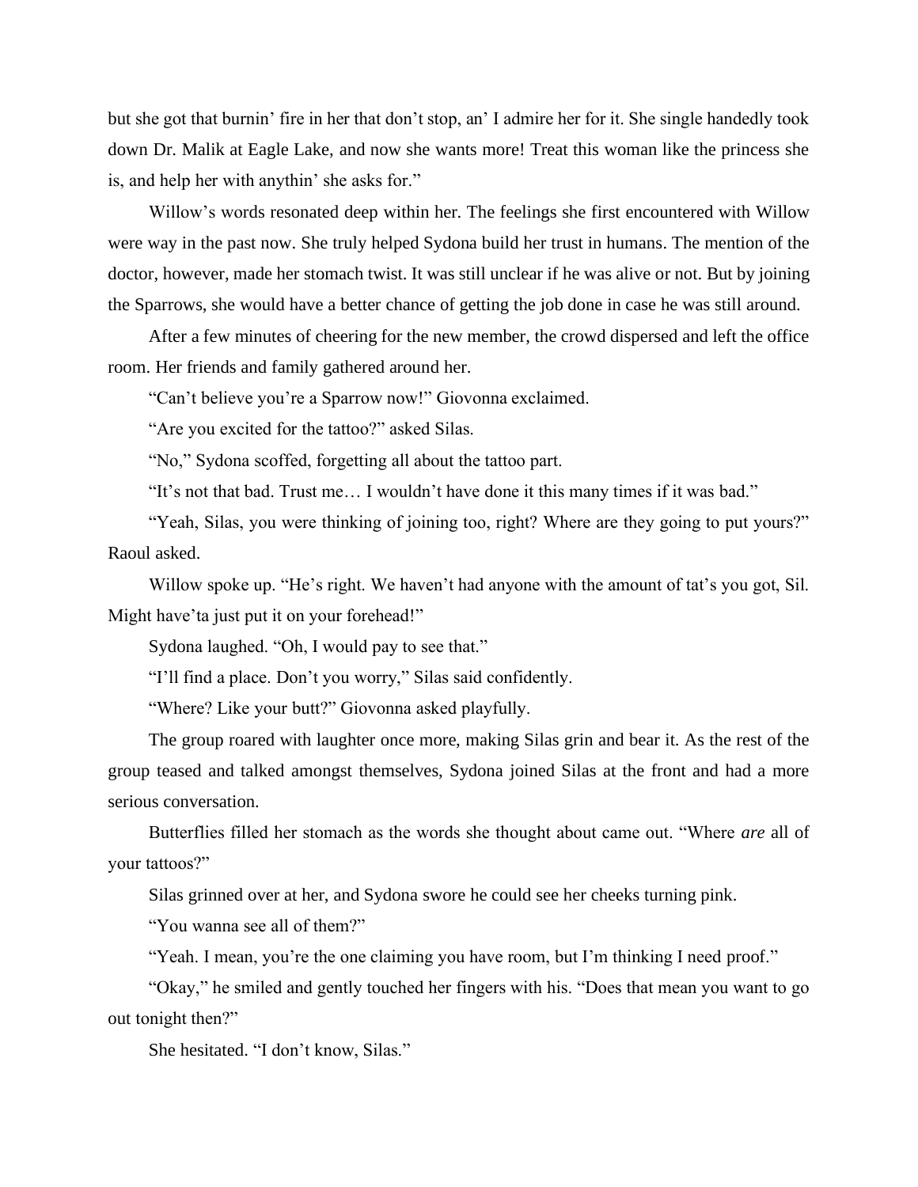but she got that burnin' fire in her that don't stop, an' I admire her for it. She single handedly took down Dr. Malik at Eagle Lake, and now she wants more! Treat this woman like the princess she is, and help her with anythin' she asks for."

Willow's words resonated deep within her. The feelings she first encountered with Willow were way in the past now. She truly helped Sydona build her trust in humans. The mention of the doctor, however, made her stomach twist. It was still unclear if he was alive or not. But by joining the Sparrows, she would have a better chance of getting the job done in case he was still around.

After a few minutes of cheering for the new member, the crowd dispersed and left the office room. Her friends and family gathered around her.

"Can't believe you're a Sparrow now!" Giovonna exclaimed.

"Are you excited for the tattoo?" asked Silas.

"No," Sydona scoffed, forgetting all about the tattoo part.

"It's not that bad. Trust me… I wouldn't have done it this many times if it was bad."

"Yeah, Silas, you were thinking of joining too, right? Where are they going to put yours?" Raoul asked.

Willow spoke up. "He's right. We haven't had anyone with the amount of tat's you got, Sil. Might have'ta just put it on your forehead!"

Sydona laughed. "Oh, I would pay to see that."

"I'll find a place. Don't you worry," Silas said confidently.

"Where? Like your butt?" Giovonna asked playfully.

The group roared with laughter once more, making Silas grin and bear it. As the rest of the group teased and talked amongst themselves, Sydona joined Silas at the front and had a more serious conversation.

Butterflies filled her stomach as the words she thought about came out. "Where *are* all of your tattoos?"

Silas grinned over at her, and Sydona swore he could see her cheeks turning pink.

"You wanna see all of them?"

"Yeah. I mean, you're the one claiming you have room, but I'm thinking I need proof."

"Okay," he smiled and gently touched her fingers with his. "Does that mean you want to go out tonight then?"

She hesitated. "I don't know, Silas."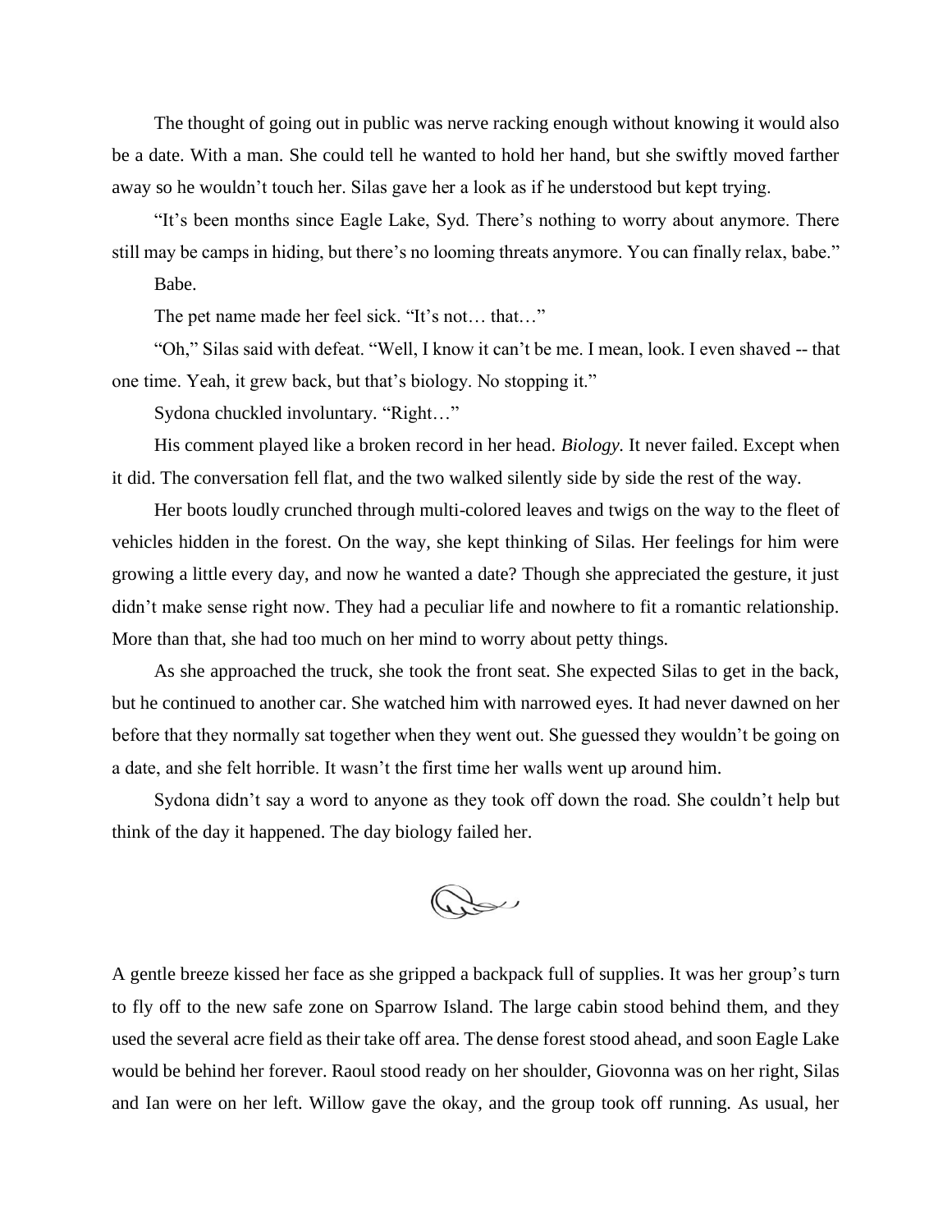The thought of going out in public was nerve racking enough without knowing it would also be a date. With a man. She could tell he wanted to hold her hand, but she swiftly moved farther away so he wouldn't touch her. Silas gave her a look as if he understood but kept trying.

"It's been months since Eagle Lake, Syd. There's nothing to worry about anymore. There still may be camps in hiding, but there's no looming threats anymore. You can finally relax, babe."

Babe.

The pet name made her feel sick. "It's not… that…"

"Oh," Silas said with defeat. "Well, I know it can't be me. I mean, look. I even shaved -- that one time. Yeah, it grew back, but that's biology. No stopping it."

Sydona chuckled involuntary. "Right…"

His comment played like a broken record in her head. *Biology.* It never failed. Except when it did. The conversation fell flat, and the two walked silently side by side the rest of the way.

Her boots loudly crunched through multi-colored leaves and twigs on the way to the fleet of vehicles hidden in the forest. On the way, she kept thinking of Silas. Her feelings for him were growing a little every day, and now he wanted a date? Though she appreciated the gesture, it just didn't make sense right now. They had a peculiar life and nowhere to fit a romantic relationship. More than that, she had too much on her mind to worry about petty things.

As she approached the truck, she took the front seat. She expected Silas to get in the back, but he continued to another car. She watched him with narrowed eyes. It had never dawned on her before that they normally sat together when they went out. She guessed they wouldn't be going on a date, and she felt horrible. It wasn't the first time her walls went up around him.

Sydona didn't say a word to anyone as they took off down the road. She couldn't help but think of the day it happened. The day biology failed her.

A gentle breeze kissed her face as she gripped a backpack full of supplies. It was her group's turn to fly off to the new safe zone on Sparrow Island. The large cabin stood behind them, and they used the several acre field as their take off area. The dense forest stood ahead, and soon Eagle Lake would be behind her forever. Raoul stood ready on her shoulder, Giovonna was on her right, Silas and Ian were on her left. Willow gave the okay, and the group took off running. As usual, her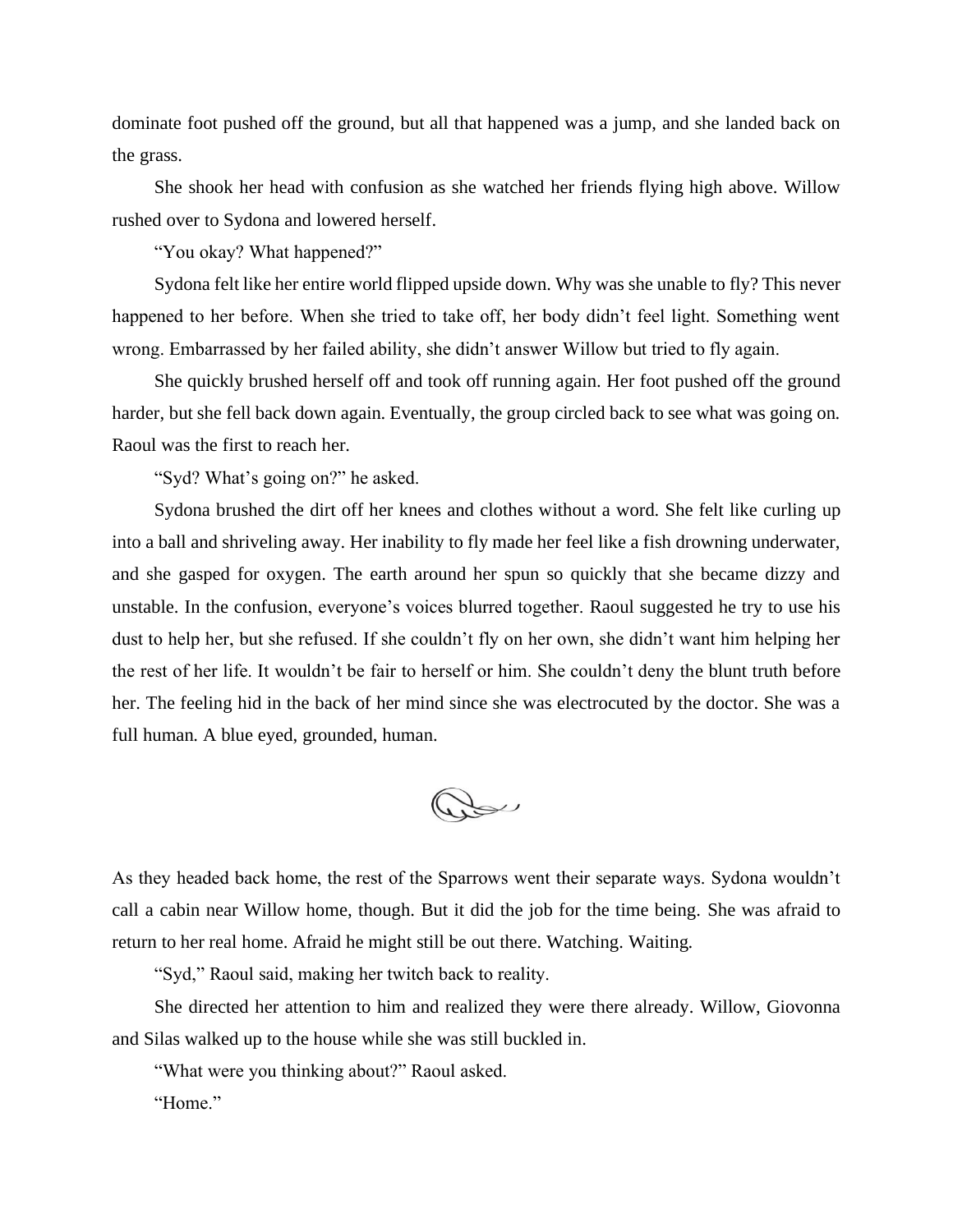dominate foot pushed off the ground, but all that happened was a jump, and she landed back on the grass.

She shook her head with confusion as she watched her friends flying high above. Willow rushed over to Sydona and lowered herself.

"You okay? What happened?"

Sydona felt like her entire world flipped upside down. Why was she unable to fly? This never happened to her before. When she tried to take off, her body didn't feel light. Something went wrong. Embarrassed by her failed ability, she didn't answer Willow but tried to fly again.

She quickly brushed herself off and took off running again. Her foot pushed off the ground harder, but she fell back down again. Eventually, the group circled back to see what was going on. Raoul was the first to reach her.

"Syd? What's going on?" he asked.

Sydona brushed the dirt off her knees and clothes without a word. She felt like curling up into a ball and shriveling away. Her inability to fly made her feel like a fish drowning underwater, and she gasped for oxygen. The earth around her spun so quickly that she became dizzy and unstable. In the confusion, everyone's voices blurred together. Raoul suggested he try to use his dust to help her, but she refused. If she couldn't fly on her own, she didn't want him helping her the rest of her life. It wouldn't be fair to herself or him. She couldn't deny the blunt truth before her. The feeling hid in the back of her mind since she was electrocuted by the doctor. She was a full human. A blue eyed, grounded, human.

As they headed back home, the rest of the Sparrows went their separate ways. Sydona wouldn't call a cabin near Willow home, though. But it did the job for the time being. She was afraid to return to her real home. Afraid he might still be out there. Watching. Waiting.

"Syd," Raoul said, making her twitch back to reality.

She directed her attention to him and realized they were there already. Willow, Giovonna and Silas walked up to the house while she was still buckled in.

"What were you thinking about?" Raoul asked.

"Home."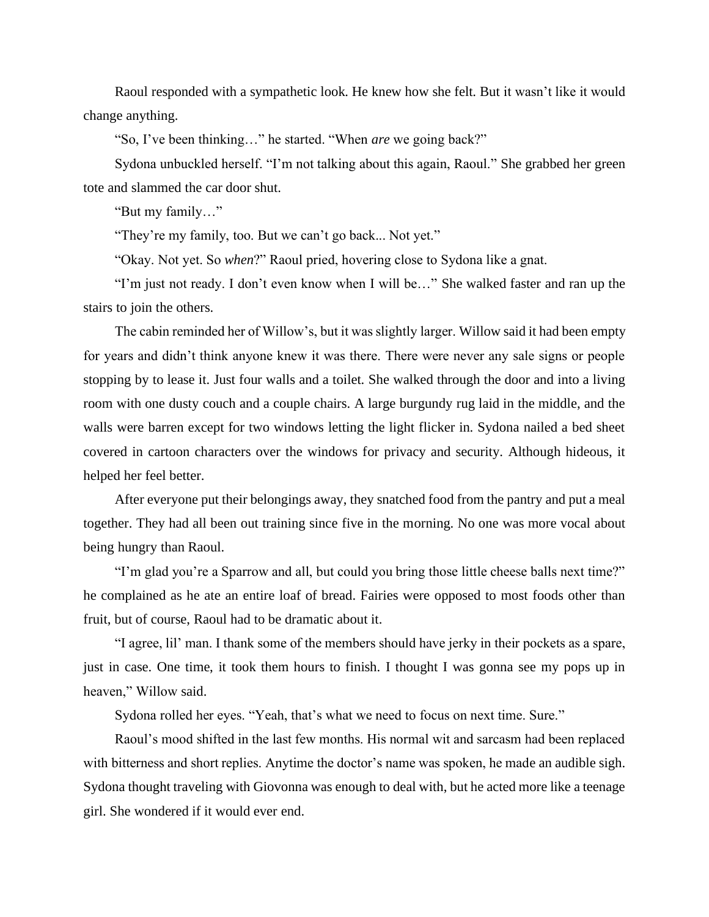Raoul responded with a sympathetic look. He knew how she felt. But it wasn't like it would change anything.

"So, I've been thinking…" he started. "When *are* we going back?"

Sydona unbuckled herself. "I'm not talking about this again, Raoul." She grabbed her green tote and slammed the car door shut.

"But my family…"

"They're my family, too. But we can't go back... Not yet."

"Okay. Not yet. So *when*?" Raoul pried, hovering close to Sydona like a gnat.

"I'm just not ready. I don't even know when I will be…" She walked faster and ran up the stairs to join the others.

The cabin reminded her of Willow's, but it was slightly larger. Willow said it had been empty for years and didn't think anyone knew it was there. There were never any sale signs or people stopping by to lease it. Just four walls and a toilet. She walked through the door and into a living room with one dusty couch and a couple chairs. A large burgundy rug laid in the middle, and the walls were barren except for two windows letting the light flicker in. Sydona nailed a bed sheet covered in cartoon characters over the windows for privacy and security. Although hideous, it helped her feel better.

After everyone put their belongings away, they snatched food from the pantry and put a meal together. They had all been out training since five in the morning. No one was more vocal about being hungry than Raoul.

"I'm glad you're a Sparrow and all, but could you bring those little cheese balls next time?" he complained as he ate an entire loaf of bread. Fairies were opposed to most foods other than fruit, but of course, Raoul had to be dramatic about it.

"I agree, lil' man. I thank some of the members should have jerky in their pockets as a spare, just in case. One time, it took them hours to finish. I thought I was gonna see my pops up in heaven," Willow said.

Sydona rolled her eyes. "Yeah, that's what we need to focus on next time. Sure."

Raoul's mood shifted in the last few months. His normal wit and sarcasm had been replaced with bitterness and short replies. Anytime the doctor's name was spoken, he made an audible sigh. Sydona thought traveling with Giovonna was enough to deal with, but he acted more like a teenage girl. She wondered if it would ever end.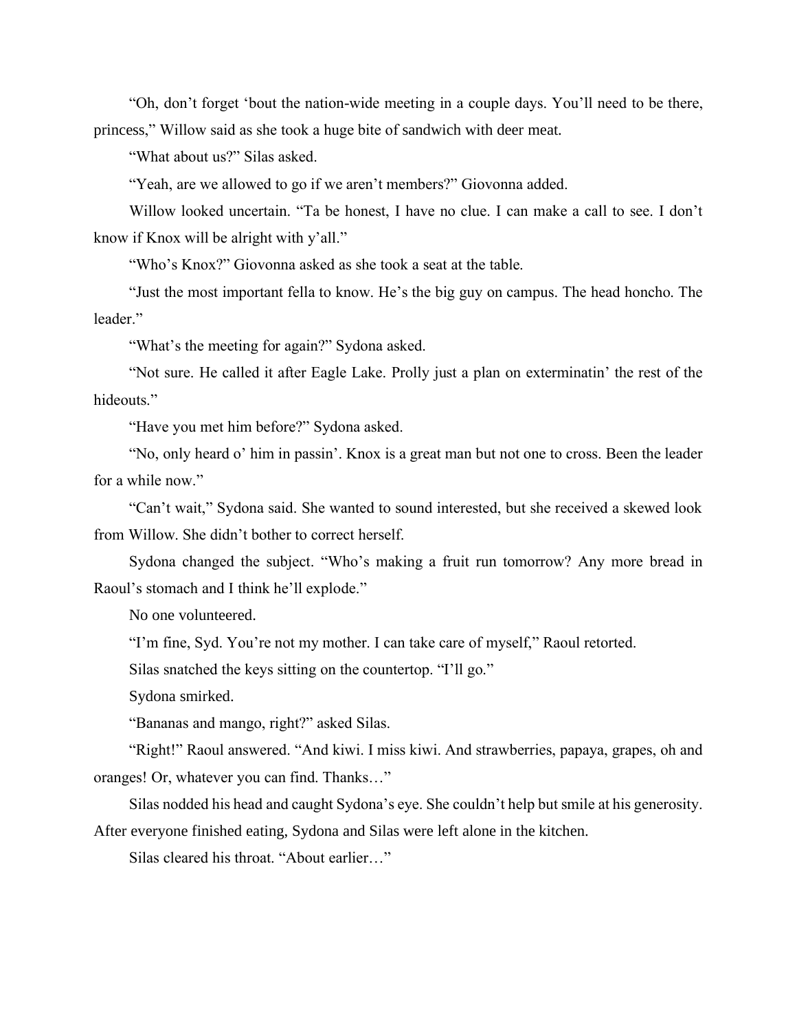"Oh, don't forget 'bout the nation-wide meeting in a couple days. You'll need to be there, princess," Willow said as she took a huge bite of sandwich with deer meat.

"What about us?" Silas asked.

"Yeah, are we allowed to go if we aren't members?" Giovonna added.

Willow looked uncertain. "Ta be honest, I have no clue. I can make a call to see. I don't know if Knox will be alright with y'all."

"Who's Knox?" Giovonna asked as she took a seat at the table.

"Just the most important fella to know. He's the big guy on campus. The head honcho. The leader."

"What's the meeting for again?" Sydona asked.

"Not sure. He called it after Eagle Lake. Prolly just a plan on exterminatin' the rest of the hideouts."

"Have you met him before?" Sydona asked.

"No, only heard o' him in passin'. Knox is a great man but not one to cross. Been the leader for a while now."

"Can't wait," Sydona said. She wanted to sound interested, but she received a skewed look from Willow. She didn't bother to correct herself.

Sydona changed the subject. "Who's making a fruit run tomorrow? Any more bread in Raoul's stomach and I think he'll explode."

No one volunteered.

"I'm fine, Syd. You're not my mother. I can take care of myself," Raoul retorted.

Silas snatched the keys sitting on the countertop. "I'll go."

Sydona smirked.

"Bananas and mango, right?" asked Silas.

"Right!" Raoul answered. "And kiwi. I miss kiwi. And strawberries, papaya, grapes, oh and oranges! Or, whatever you can find. Thanks…"

Silas nodded his head and caught Sydona's eye. She couldn't help but smile at his generosity. After everyone finished eating, Sydona and Silas were left alone in the kitchen.

Silas cleared his throat. "About earlier…"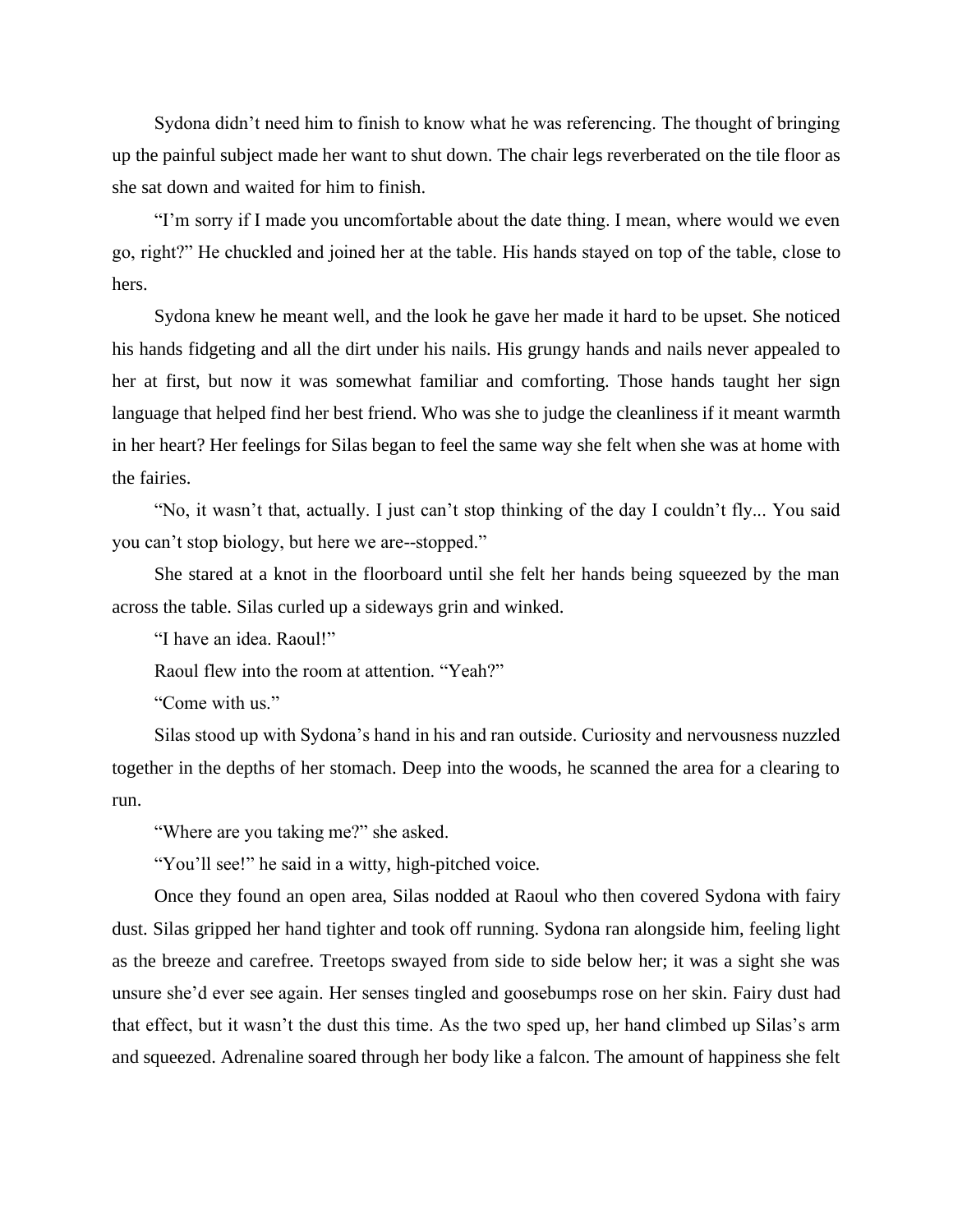Sydona didn't need him to finish to know what he was referencing. The thought of bringing up the painful subject made her want to shut down. The chair legs reverberated on the tile floor as she sat down and waited for him to finish.

"I'm sorry if I made you uncomfortable about the date thing. I mean, where would we even go, right?" He chuckled and joined her at the table. His hands stayed on top of the table, close to hers.

Sydona knew he meant well, and the look he gave her made it hard to be upset. She noticed his hands fidgeting and all the dirt under his nails. His grungy hands and nails never appealed to her at first, but now it was somewhat familiar and comforting. Those hands taught her sign language that helped find her best friend. Who was she to judge the cleanliness if it meant warmth in her heart? Her feelings for Silas began to feel the same way she felt when she was at home with the fairies.

"No, it wasn't that, actually. I just can't stop thinking of the day I couldn't fly... You said you can't stop biology, but here we are--stopped."

She stared at a knot in the floorboard until she felt her hands being squeezed by the man across the table. Silas curled up a sideways grin and winked.

"I have an idea. Raoul!"

Raoul flew into the room at attention. "Yeah?"

"Come with us."

Silas stood up with Sydona's hand in his and ran outside. Curiosity and nervousness nuzzled together in the depths of her stomach. Deep into the woods, he scanned the area for a clearing to run.

"Where are you taking me?" she asked.

"You'll see!" he said in a witty, high-pitched voice.

Once they found an open area, Silas nodded at Raoul who then covered Sydona with fairy dust. Silas gripped her hand tighter and took off running. Sydona ran alongside him, feeling light as the breeze and carefree. Treetops swayed from side to side below her; it was a sight she was unsure she'd ever see again. Her senses tingled and goosebumps rose on her skin. Fairy dust had that effect, but it wasn't the dust this time. As the two sped up, her hand climbed up Silas's arm and squeezed. Adrenaline soared through her body like a falcon. The amount of happiness she felt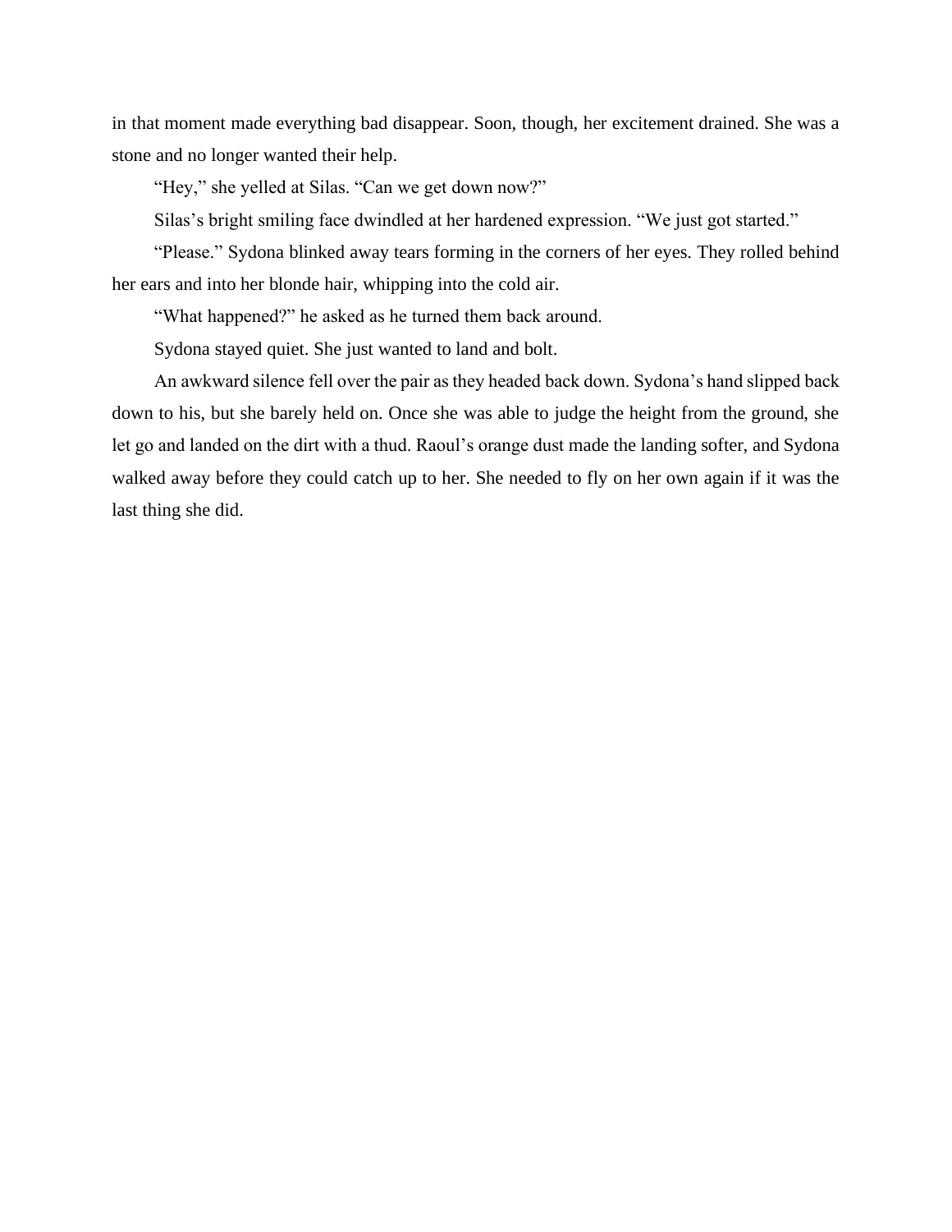in that moment made everything bad disappear. Soon, though, her excitement drained. She was a stone and no longer wanted their help.

"Hey," she yelled at Silas. "Can we get down now?"

Silas's bright smiling face dwindled at her hardened expression. "We just got started."

"Please." Sydona blinked away tears forming in the corners of her eyes. They rolled behind her ears and into her blonde hair, whipping into the cold air.

"What happened?" he asked as he turned them back around.

Sydona stayed quiet. She just wanted to land and bolt.

An awkward silence fell over the pair as they headed back down. Sydona's hand slipped back down to his, but she barely held on. Once she was able to judge the height from the ground, she let go and landed on the dirt with a thud. Raoul's orange dust made the landing softer, and Sydona walked away before they could catch up to her. She needed to fly on her own again if it was the last thing she did.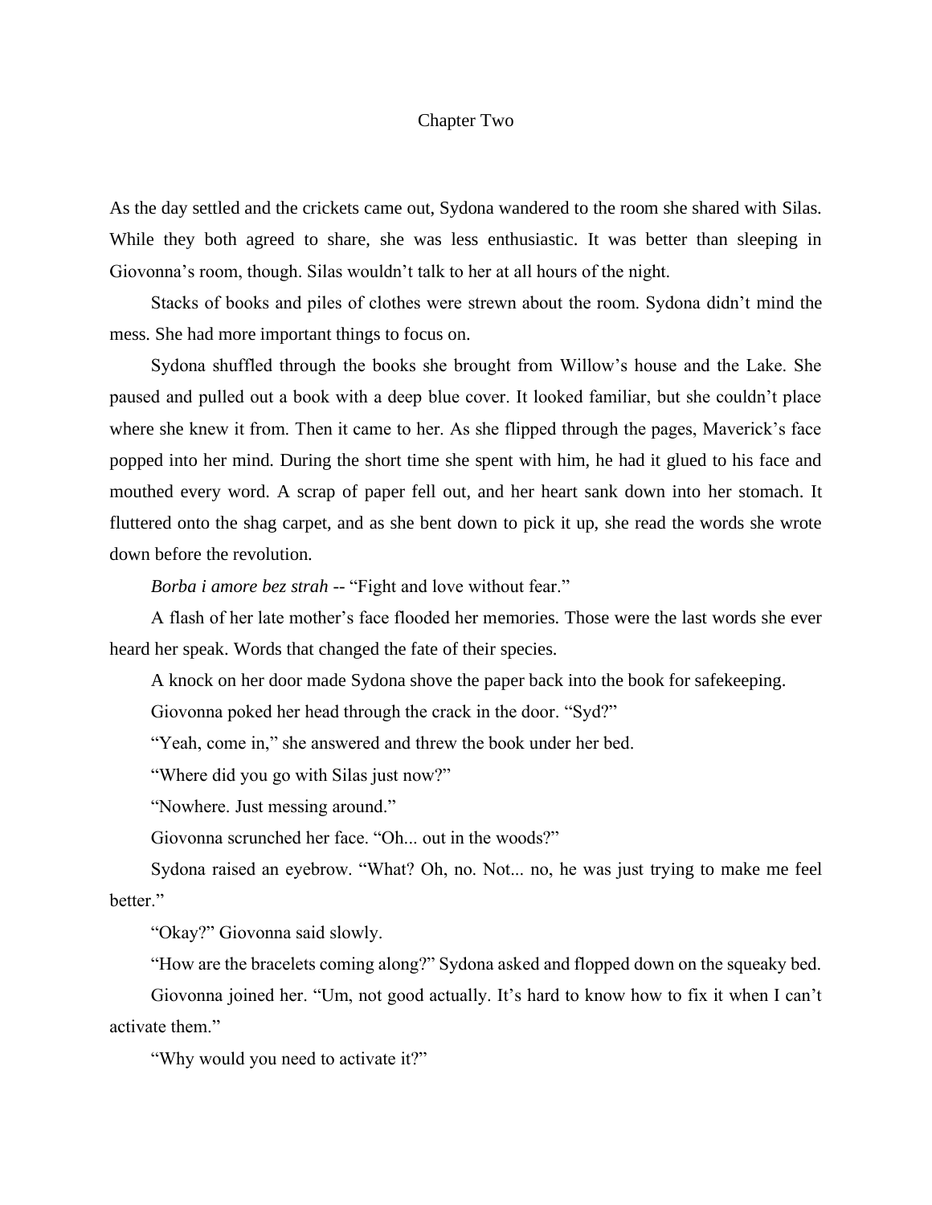# Chapter Two

As the day settled and the crickets came out, Sydona wandered to the room she shared with Silas. While they both agreed to share, she was less enthusiastic. It was better than sleeping in Giovonna's room, though. Silas wouldn't talk to her at all hours of the night.

Stacks of books and piles of clothes were strewn about the room. Sydona didn't mind the mess. She had more important things to focus on.

Sydona shuffled through the books she brought from Willow's house and the Lake. She paused and pulled out a book with a deep blue cover. It looked familiar, but she couldn't place where she knew it from. Then it came to her. As she flipped through the pages, Maverick's face popped into her mind. During the short time she spent with him, he had it glued to his face and mouthed every word. A scrap of paper fell out, and her heart sank down into her stomach. It fluttered onto the shag carpet, and as she bent down to pick it up, she read the words she wrote down before the revolution.

*Borba i amore bez strah* -- "Fight and love without fear."

A flash of her late mother's face flooded her memories. Those were the last words she ever heard her speak. Words that changed the fate of their species.

A knock on her door made Sydona shove the paper back into the book for safekeeping.

Giovonna poked her head through the crack in the door. "Syd?"

"Yeah, come in," she answered and threw the book under her bed.

"Where did you go with Silas just now?"

"Nowhere. Just messing around."

Giovonna scrunched her face. "Oh... out in the woods?"

Sydona raised an eyebrow. "What? Oh, no. Not... no, he was just trying to make me feel better."

"Okay?" Giovonna said slowly.

"How are the bracelets coming along?" Sydona asked and flopped down on the squeaky bed.

Giovonna joined her. "Um, not good actually. It's hard to know how to fix it when I can't activate them."

"Why would you need to activate it?"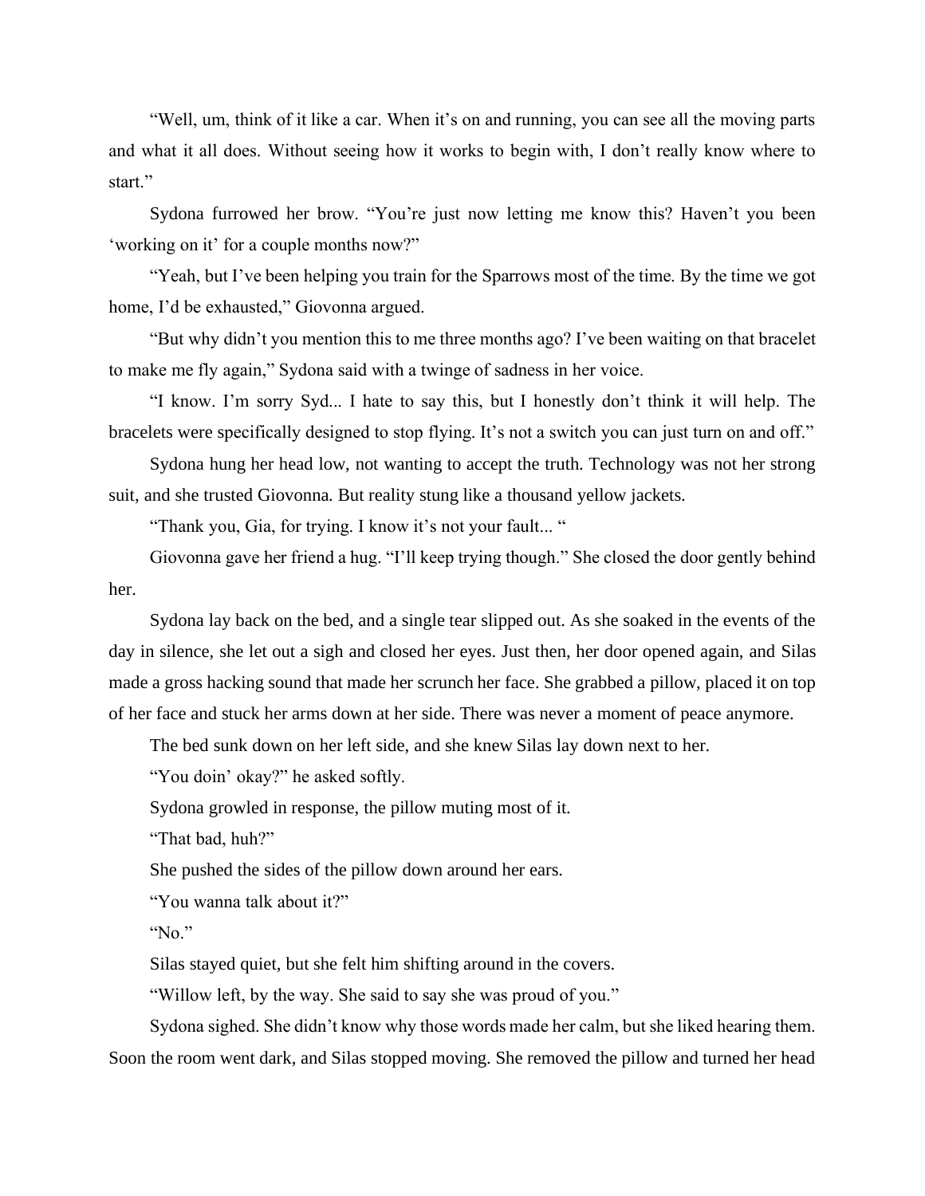"Well, um, think of it like a car. When it's on and running, you can see all the moving parts and what it all does. Without seeing how it works to begin with, I don't really know where to start."

Sydona furrowed her brow. "You're just now letting me know this? Haven't you been 'working on it' for a couple months now?"

"Yeah, but I've been helping you train for the Sparrows most of the time. By the time we got home, I'd be exhausted," Giovonna argued.

"But why didn't you mention this to me three months ago? I've been waiting on that bracelet to make me fly again," Sydona said with a twinge of sadness in her voice.

"I know. I'm sorry Syd... I hate to say this, but I honestly don't think it will help. The bracelets were specifically designed to stop flying. It's not a switch you can just turn on and off."

Sydona hung her head low, not wanting to accept the truth. Technology was not her strong suit, and she trusted Giovonna. But reality stung like a thousand yellow jackets.

"Thank you, Gia, for trying. I know it's not your fault... "

Giovonna gave her friend a hug. "I'll keep trying though." She closed the door gently behind her.

Sydona lay back on the bed, and a single tear slipped out. As she soaked in the events of the day in silence, she let out a sigh and closed her eyes. Just then, her door opened again, and Silas made a gross hacking sound that made her scrunch her face. She grabbed a pillow, placed it on top of her face and stuck her arms down at her side. There was never a moment of peace anymore.

The bed sunk down on her left side, and she knew Silas lay down next to her.

"You doin' okay?" he asked softly.

Sydona growled in response, the pillow muting most of it.

"That bad, huh?"

She pushed the sides of the pillow down around her ears.

"You wanna talk about it?"

"No."

Silas stayed quiet, but she felt him shifting around in the covers.

"Willow left, by the way. She said to say she was proud of you."

Sydona sighed. She didn't know why those words made her calm, but she liked hearing them. Soon the room went dark, and Silas stopped moving. She removed the pillow and turned her head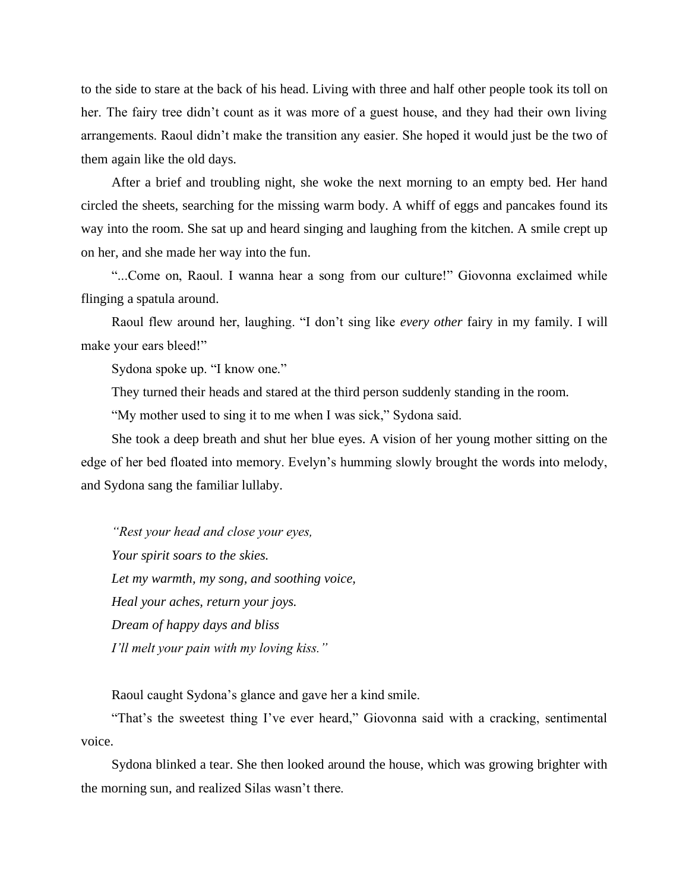to the side to stare at the back of his head. Living with three and half other people took its toll on her. The fairy tree didn't count as it was more of a guest house, and they had their own living arrangements. Raoul didn't make the transition any easier. She hoped it would just be the two of them again like the old days.

After a brief and troubling night, she woke the next morning to an empty bed. Her hand circled the sheets, searching for the missing warm body. A whiff of eggs and pancakes found its way into the room. She sat up and heard singing and laughing from the kitchen. A smile crept up on her, and she made her way into the fun.

"...Come on, Raoul. I wanna hear a song from our culture!" Giovonna exclaimed while flinging a spatula around.

Raoul flew around her, laughing. "I don't sing like *every other* fairy in my family. I will make your ears bleed!"

Sydona spoke up. "I know one."

They turned their heads and stared at the third person suddenly standing in the room.

"My mother used to sing it to me when I was sick," Sydona said.

She took a deep breath and shut her blue eyes. A vision of her young mother sitting on the edge of her bed floated into memory. Evelyn's humming slowly brought the words into melody, and Sydona sang the familiar lullaby.

*"Rest your head and close your eyes,*
*Your spirit soars to the skies.*
*Let my warmth, my song, and soothing voice,*
*Heal your aches, return your joys.*
*Dream of happy days and bliss*
*I'll melt your pain with my loving kiss."*

Raoul caught Sydona's glance and gave her a kind smile.

"That's the sweetest thing I've ever heard," Giovonna said with a cracking, sentimental voice.

Sydona blinked a tear. She then looked around the house, which was growing brighter with the morning sun, and realized Silas wasn't there.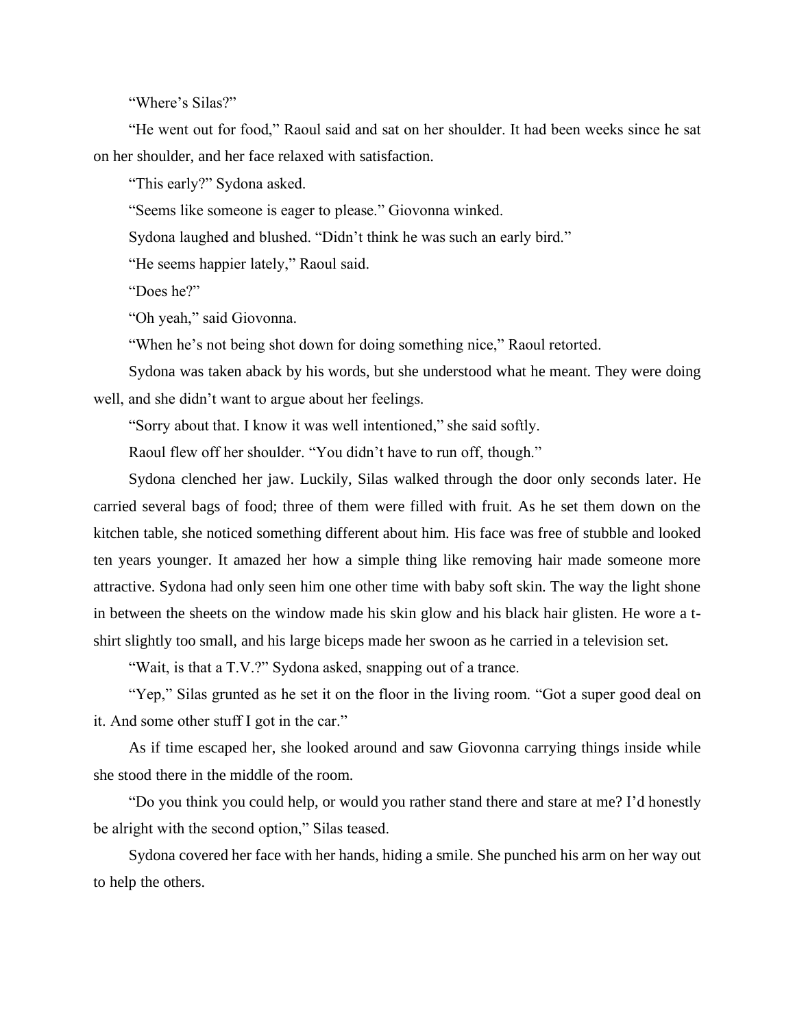"Where's Silas?"

"He went out for food," Raoul said and sat on her shoulder. It had been weeks since he sat on her shoulder, and her face relaxed with satisfaction.

"This early?" Sydona asked.

"Seems like someone is eager to please." Giovonna winked.

Sydona laughed and blushed. "Didn't think he was such an early bird."

"He seems happier lately," Raoul said.

"Does he?"

"Oh yeah," said Giovonna.

"When he's not being shot down for doing something nice," Raoul retorted.

Sydona was taken aback by his words, but she understood what he meant. They were doing well, and she didn't want to argue about her feelings.

"Sorry about that. I know it was well intentioned," she said softly.

Raoul flew off her shoulder. "You didn't have to run off, though."

Sydona clenched her jaw. Luckily, Silas walked through the door only seconds later. He carried several bags of food; three of them were filled with fruit. As he set them down on the kitchen table, she noticed something different about him. His face was free of stubble and looked ten years younger. It amazed her how a simple thing like removing hair made someone more attractive. Sydona had only seen him one other time with baby soft skin. The way the light shone in between the sheets on the window made his skin glow and his black hair glisten. He wore a t-shirt slightly too small, and his large biceps made her swoon as he carried in a television set.

"Wait, is that a T.V.?" Sydona asked, snapping out of a trance.

"Yep," Silas grunted as he set it on the floor in the living room. "Got a super good deal on it. And some other stuff I got in the car."

As if time escaped her, she looked around and saw Giovonna carrying things inside while she stood there in the middle of the room.

"Do you think you could help, or would you rather stand there and stare at me? I'd honestly be alright with the second option," Silas teased.

Sydona covered her face with her hands, hiding a smile. She punched his arm on her way out to help the others.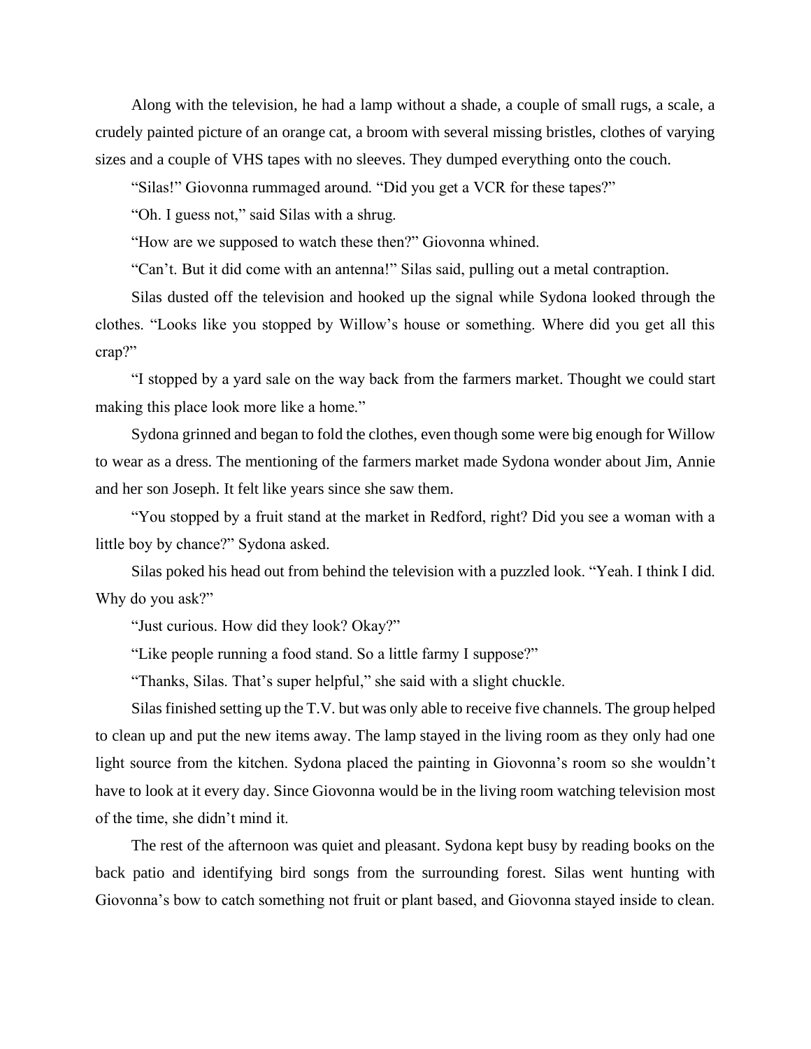Along with the television, he had a lamp without a shade, a couple of small rugs, a scale, a crudely painted picture of an orange cat, a broom with several missing bristles, clothes of varying sizes and a couple of VHS tapes with no sleeves. They dumped everything onto the couch.

"Silas!" Giovonna rummaged around. "Did you get a VCR for these tapes?"

"Oh. I guess not," said Silas with a shrug.

"How are we supposed to watch these then?" Giovonna whined.

"Can't. But it did come with an antenna!" Silas said, pulling out a metal contraption.

Silas dusted off the television and hooked up the signal while Sydona looked through the clothes. "Looks like you stopped by Willow's house or something. Where did you get all this crap?"

"I stopped by a yard sale on the way back from the farmers market. Thought we could start making this place look more like a home."

Sydona grinned and began to fold the clothes, even though some were big enough for Willow to wear as a dress. The mentioning of the farmers market made Sydona wonder about Jim, Annie and her son Joseph. It felt like years since she saw them.

"You stopped by a fruit stand at the market in Redford, right? Did you see a woman with a little boy by chance?" Sydona asked.

Silas poked his head out from behind the television with a puzzled look. "Yeah. I think I did. Why do you ask?"

"Just curious. How did they look? Okay?"

"Like people running a food stand. So a little farmy I suppose?"

"Thanks, Silas. That's super helpful," she said with a slight chuckle.

Silas finished setting up the T.V. but was only able to receive five channels. The group helped to clean up and put the new items away. The lamp stayed in the living room as they only had one light source from the kitchen. Sydona placed the painting in Giovonna's room so she wouldn't have to look at it every day. Since Giovonna would be in the living room watching television most of the time, she didn't mind it.

The rest of the afternoon was quiet and pleasant. Sydona kept busy by reading books on the back patio and identifying bird songs from the surrounding forest. Silas went hunting with Giovonna's bow to catch something not fruit or plant based, and Giovonna stayed inside to clean.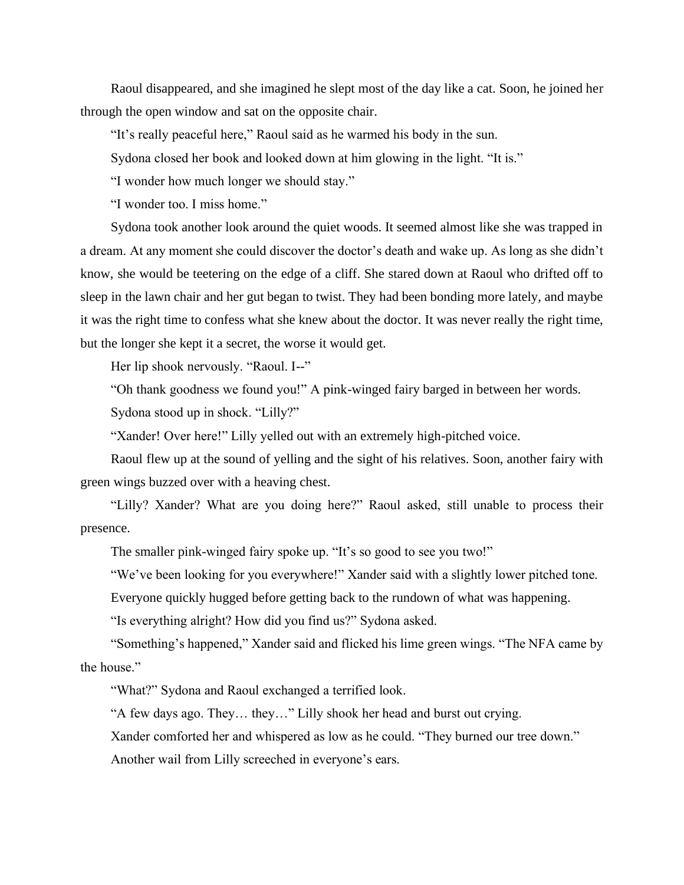Raoul disappeared, and she imagined he slept most of the day like a cat. Soon, he joined her through the open window and sat on the opposite chair.

"It's really peaceful here," Raoul said as he warmed his body in the sun.

Sydona closed her book and looked down at him glowing in the light. "It is."

"I wonder how much longer we should stay."

"I wonder too. I miss home."

Sydona took another look around the quiet woods. It seemed almost like she was trapped in a dream. At any moment she could discover the doctor's death and wake up. As long as she didn't know, she would be teetering on the edge of a cliff. She stared down at Raoul who drifted off to sleep in the lawn chair and her gut began to twist. They had been bonding more lately, and maybe it was the right time to confess what she knew about the doctor. It was never really the right time, but the longer she kept it a secret, the worse it would get.

Her lip shook nervously. "Raoul. I--"

"Oh thank goodness we found you!" A pink-winged fairy barged in between her words.

Sydona stood up in shock. "Lilly?"

"Xander! Over here!" Lilly yelled out with an extremely high-pitched voice.

Raoul flew up at the sound of yelling and the sight of his relatives. Soon, another fairy with green wings buzzed over with a heaving chest.

"Lilly? Xander? What are you doing here?" Raoul asked, still unable to process their presence.

The smaller pink-winged fairy spoke up. "It's so good to see you two!"

"We've been looking for you everywhere!" Xander said with a slightly lower pitched tone.

Everyone quickly hugged before getting back to the rundown of what was happening.

"Is everything alright? How did you find us?" Sydona asked.

"Something's happened," Xander said and flicked his lime green wings. "The NFA came by the house."

"What?" Sydona and Raoul exchanged a terrified look.

"A few days ago. They… they…" Lilly shook her head and burst out crying.

Xander comforted her and whispered as low as he could. "They burned our tree down."

Another wail from Lilly screeched in everyone's ears.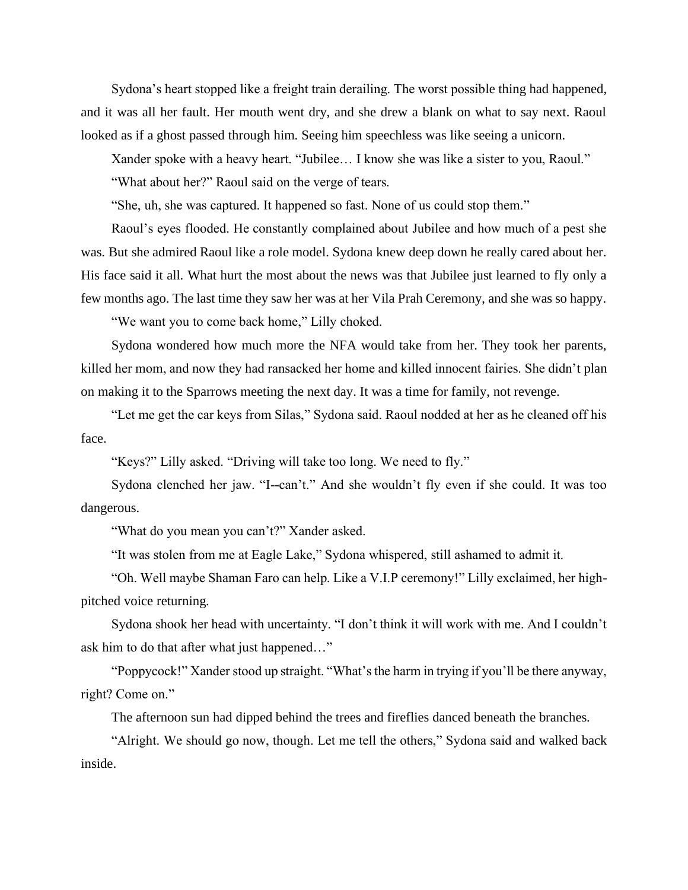Sydona's heart stopped like a freight train derailing. The worst possible thing had happened, and it was all her fault. Her mouth went dry, and she drew a blank on what to say next. Raoul looked as if a ghost passed through him. Seeing him speechless was like seeing a unicorn.

Xander spoke with a heavy heart. "Jubilee… I know she was like a sister to you, Raoul."

"What about her?" Raoul said on the verge of tears.

"She, uh, she was captured. It happened so fast. None of us could stop them."

Raoul's eyes flooded. He constantly complained about Jubilee and how much of a pest she was. But she admired Raoul like a role model. Sydona knew deep down he really cared about her. His face said it all. What hurt the most about the news was that Jubilee just learned to fly only a few months ago. The last time they saw her was at her Vila Prah Ceremony, and she was so happy.

"We want you to come back home," Lilly choked.

Sydona wondered how much more the NFA would take from her. They took her parents, killed her mom, and now they had ransacked her home and killed innocent fairies. She didn't plan on making it to the Sparrows meeting the next day. It was a time for family, not revenge.

"Let me get the car keys from Silas," Sydona said. Raoul nodded at her as he cleaned off his face.

"Keys?" Lilly asked. "Driving will take too long. We need to fly."

Sydona clenched her jaw. "I--can't." And she wouldn't fly even if she could. It was too dangerous.

"What do you mean you can't?" Xander asked.

"It was stolen from me at Eagle Lake," Sydona whispered, still ashamed to admit it.

"Oh. Well maybe Shaman Faro can help. Like a V.I.P ceremony!" Lilly exclaimed, her high-pitched voice returning.

Sydona shook her head with uncertainty. "I don't think it will work with me. And I couldn't ask him to do that after what just happened…"

"Poppycock!" Xander stood up straight. "What's the harm in trying if you'll be there anyway, right? Come on."

The afternoon sun had dipped behind the trees and fireflies danced beneath the branches.

"Alright. We should go now, though. Let me tell the others," Sydona said and walked back inside.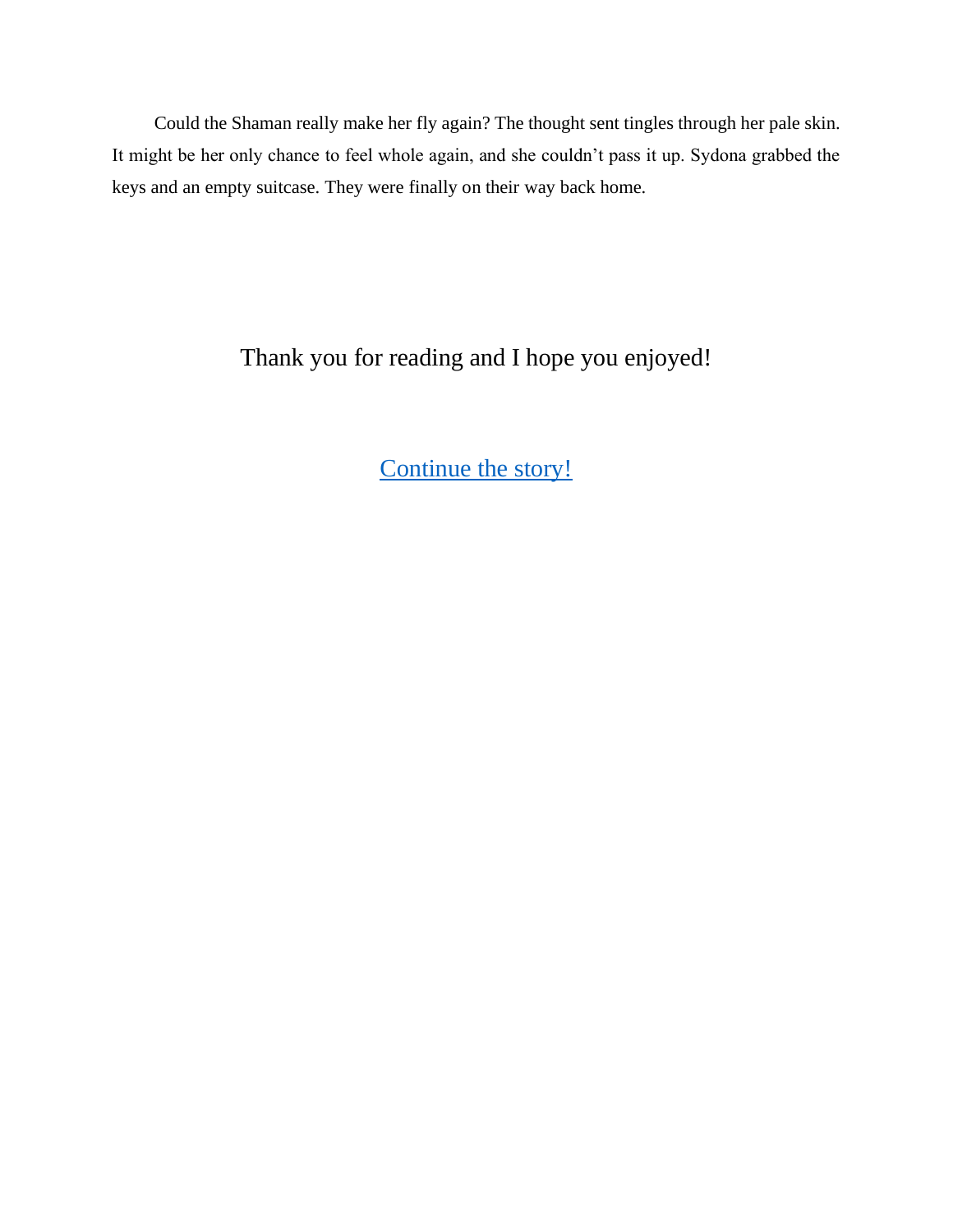Could the Shaman really make her fly again? The thought sent tingles through her pale skin. It might be her only chance to feel whole again, and she couldn't pass it up. Sydona grabbed the keys and an empty suitcase. They were finally on their way back home.

Thank you for reading and I hope you enjoyed!

Continue the story!